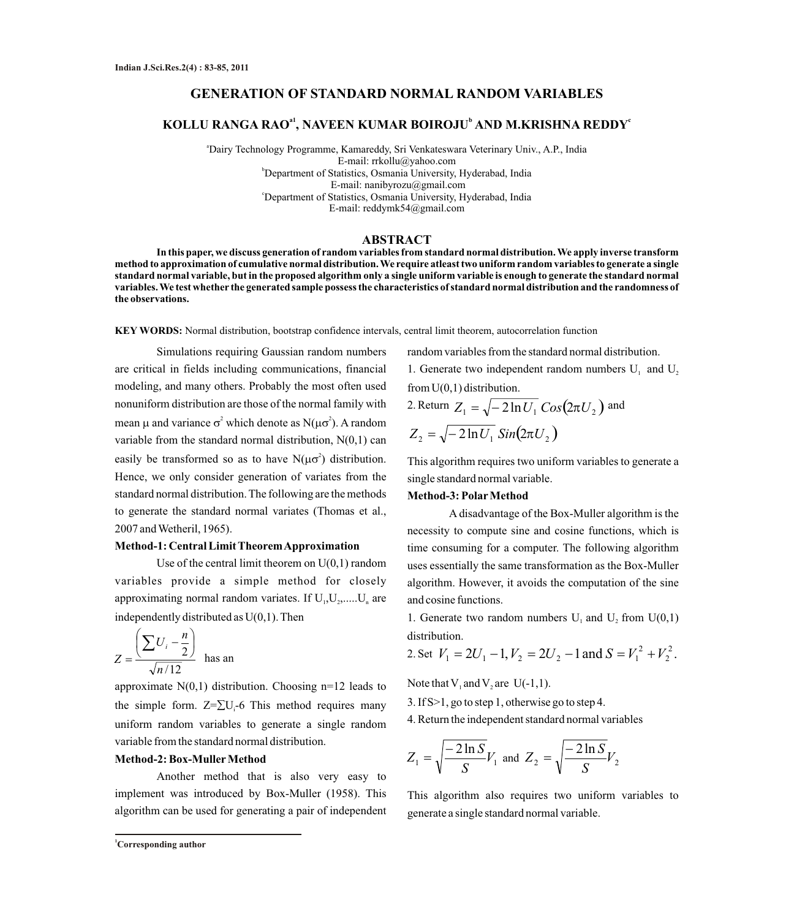# GENERATION OF STANDARD NORMAL RANDOM VARIABLES

**KOLLU RANGA RAO[a1], NAVEEN KUMAR BOIROJU[b] AND M.KRISHNA REDDY[c]**

[a]Dairy Technology Programme, Kamareddy, Sri Venkateswara Veterinary Univ., A.P., India
E-mail: rrkollu@yahoo.com
[b]Department of Statistics, Osmania University, Hyderabad, India
E-mail: nanibyrozu@gmail.com
[c]Department of Statistics, Osmania University, Hyderabad, India
E-mail: reddymk54@gmail.com

## ABSTRACT

**In this paper, we discuss generation of random variables from standard normal distribution. We apply inverse transform method to approximation of cumulative normal distribution. We require atleast two uniform random variables to generate a single standard normal variable, but in the proposed algorithm only a single uniform variable is enough to generate the standard normal variables. We test whether the generated sample possess the characteristics of standard normal distribution and the randomness of the observations.**

**KEY WORDS:** Normal distribution, bootstrap confidence intervals, central limit theorem, autocorrelation function

Simulations requiring Gaussian random numbers are critical in fields including communications, financial modeling, and many others. Probably the most often used nonuniform distribution are those of the normal family with mean $\mu$ and variance $\sigma^2$ which denote as $N(\mu\sigma^2)$. A random variable from the standard normal distribution, N(0,1) can easily be transformed so as to have $N(\mu\sigma^2)$ distribution. Hence, we only consider generation of variates from the standard normal distribution. The following are the methods to generate the standard normal variates (Thomas et al., 2007 and Wetheril, 1965).

**Method-1: Central Limit Theorem Approximation**

Use of the central limit theorem on U(0,1) random variables provide a simple method for closely approximating normal random variates. If $U_1, U_2, .....U_n$ are independently distributed as U(0,1). Then

$$Z = \frac{\left(\sum U_i - \frac{n}{2}\right)}{\sqrt{n/12}}$$ has an

approximate N(0,1) distribution. Choosing n=12 leads to the simple form. $Z=\sum U_i - 6$ This method requires many uniform random variables to generate a single random variable from the standard normal distribution.

**Method-2: Box-Muller Method**

Another method that is also very easy to implement was introduced by Box-Muller (1958). This algorithm can be used for generating a pair of independent random variables from the standard normal distribution.

1. Generate two independent random numbers $U_1$ and $U_2$ from U(0,1) distribution.
2. Return $Z_1 = \sqrt{-2\ln U_1}\, Cos(2\pi U_2)$ and $Z_2 = \sqrt{-2\ln U_1}\, Sin(2\pi U_2)$

This algorithm requires two uniform variables to generate a single standard normal variable.

**Method-3: Polar Method**

A disadvantage of the Box-Muller algorithm is the necessity to compute sine and cosine functions, which is time consuming for a computer. The following algorithm uses essentially the same transformation as the Box-Muller algorithm. However, it avoids the computation of the sine and cosine functions.

1. Generate two random numbers $U_1$ and $U_2$ from U(0,1) distribution.
2. Set $V_1 = 2U_1 - 1, V_2 = 2U_2 - 1$ and $S = V_1^2 + V_2^2$.

Note that $V_1$ and $V_2$ are U(-1,1).

3. If S>1, go to step 1, otherwise go to step 4.
4. Return the independent standard normal variables

$$Z_1 = \sqrt{\frac{-2\ln S}{S}}V_1 \text{ and } Z_2 = \sqrt{\frac{-2\ln S}{S}}V_2$$

This algorithm also requires two uniform variables to generate a single standard normal variable.

[1]Corresponding author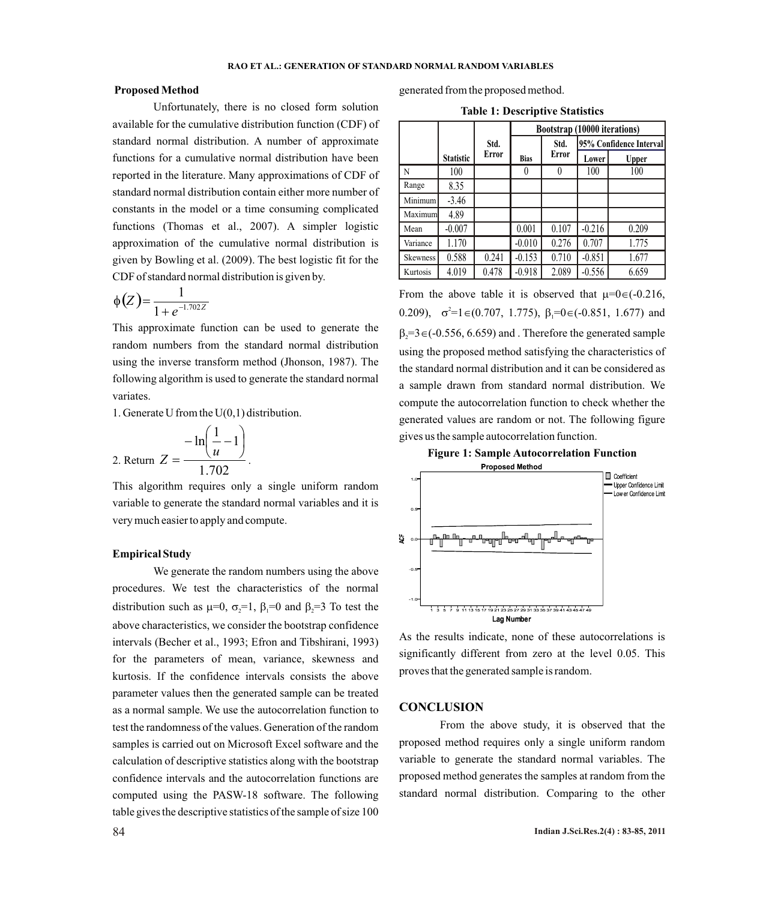## Proposed Method

Unfortunately, there is no closed form solution available for the cumulative distribution function (CDF) of standard normal distribution. A number of approximate functions for a cumulative normal distribution have been reported in the literature. Many approximations of CDF of standard normal distribution contain either more number of constants in the model or a time consuming complicated functions (Thomas et al., 2007). A simpler logistic approximation of the cumulative normal distribution is given by Bowling et al. (2009). The best logistic fit for the CDF of standard normal distribution is given by.

$$\phi(Z) = \frac{1}{1 + e^{-1.702Z}}$$

This approximate function can be used to generate the random numbers from the standard normal distribution using the inverse transform method (Jhonson, 1987). The following algorithm is used to generate the standard normal variates.

1. Generate U from the U(0,1) distribution.

2. Return $Z = \dfrac{-\ln\left(\dfrac{1}{u} - 1\right)}{1.702}$.

This algorithm requires only a single uniform random variable to generate the standard normal variables and it is very much easier to apply and compute.

## Empirical Study

We generate the random numbers using the above procedures. We test the characteristics of the normal distribution such as $\mu$=0, $\sigma_2$=1, $\beta_1$=0 and $\beta_2$=3 To test the above characteristics, we consider the bootstrap confidence intervals (Becher et al., 1993; Efron and Tibshirani, 1993) for the parameters of mean, variance, skewness and kurtosis. If the confidence intervals consists the above parameter values then the generated sample can be treated as a normal sample. We use the autocorrelation function to test the randomness of the values. Generation of the random samples is carried out on Microsoft Excel software and the calculation of descriptive statistics along with the bootstrap confidence intervals and the autocorrelation functions are computed using the PASW-18 software. The following table gives the descriptive statistics of the sample of size 100 generated from the proposed method.

**Table 1: Descriptive Statistics**

| | | | Bootstrap (10000 iterations) | | | |
|---|---|---|---|---|---|---|
| | | | | | 95% Confidence Interval | |
| | Statistic | Std. Error | Bias | Std. Error | Lower | Upper |
| N | 100 | | 0 | 0 | 100 | 100 |
| Range | 8.35 | | | | | |
| Minimum | -3.46 | | | | | |
| Maximum | 4.89 | | | | | |
| Mean | -0.007 | | 0.001 | 0.107 | -0.216 | 0.209 |
| Variance | 1.170 | | -0.010 | 0.276 | 0.707 | 1.775 |
| Skewness | 0.588 | 0.241 | -0.153 | 0.710 | -0.851 | 1.677 |
| Kurtosis | 4.019 | 0.478 | -0.918 | 2.089 | -0.556 | 6.659 |

From the above table it is observed that $\mu=0\in(-0.216, 0.209)$, $\sigma^2=1\in(0.707, 1.775)$, $\beta_1=0\in(-0.851, 1.677)$ and $\beta_2=3\in(-0.556, 6.659)$ and . Therefore the generated sample using the proposed method satisfying the characteristics of the standard normal distribution and it can be considered as a sample drawn from standard normal distribution. We compute the autocorrelation function to check whether the generated values are random or not. The following figure gives us the sample autocorrelation function.

**Figure 1: Sample Autocorrelation Function**

As the results indicate, none of these autocorrelations is significantly different from zero at the level 0.05. This proves that the generated sample is random.

## CONCLUSION

From the above study, it is observed that the proposed method requires only a single uniform random variable to generate the standard normal variables. The proposed method generates the samples at random from the standard normal distribution. Comparing to the other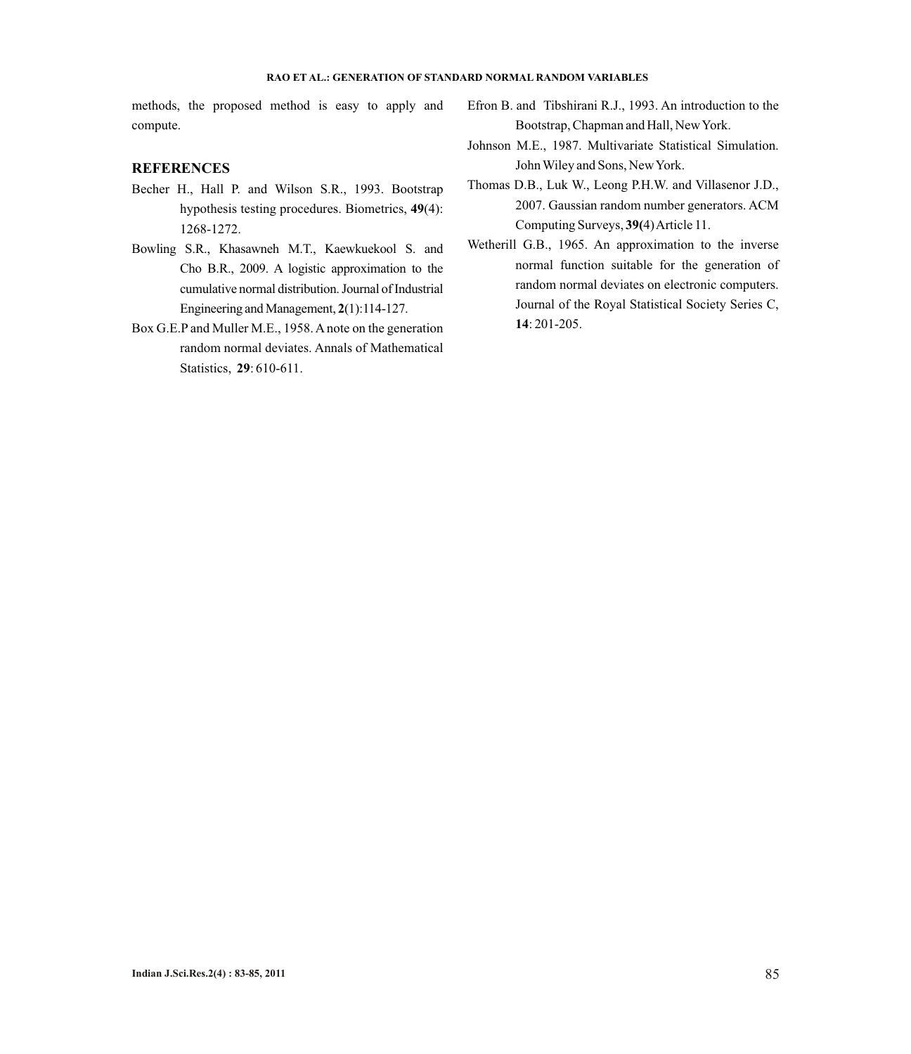methods, the proposed method is easy to apply and compute.

## REFERENCES

Becher H., Hall P. and Wilson S.R., 1993. Bootstrap hypothesis testing procedures. Biometrics, **49**(4): 1268-1272.

Bowling S.R., Khasawneh M.T., Kaewkuekool S. and Cho B.R., 2009. A logistic approximation to the cumulative normal distribution. Journal of Industrial Engineering and Management, **2**(1):114-127.

Box G.E.P and Muller M.E., 1958. A note on the generation random normal deviates. Annals of Mathematical Statistics, **29**: 610-611.

Efron B. and Tibshirani R.J., 1993. An introduction to the Bootstrap, Chapman and Hall, New York.

Johnson M.E., 1987. Multivariate Statistical Simulation. John Wiley and Sons, New York.

Thomas D.B., Luk W., Leong P.H.W. and Villasenor J.D., 2007. Gaussian random number generators. ACM Computing Surveys, **39(**4) Article 11.

Wetherill G.B., 1965. An approximation to the inverse normal function suitable for the generation of random normal deviates on electronic computers. Journal of the Royal Statistical Society Series C, **14**: 201-205.